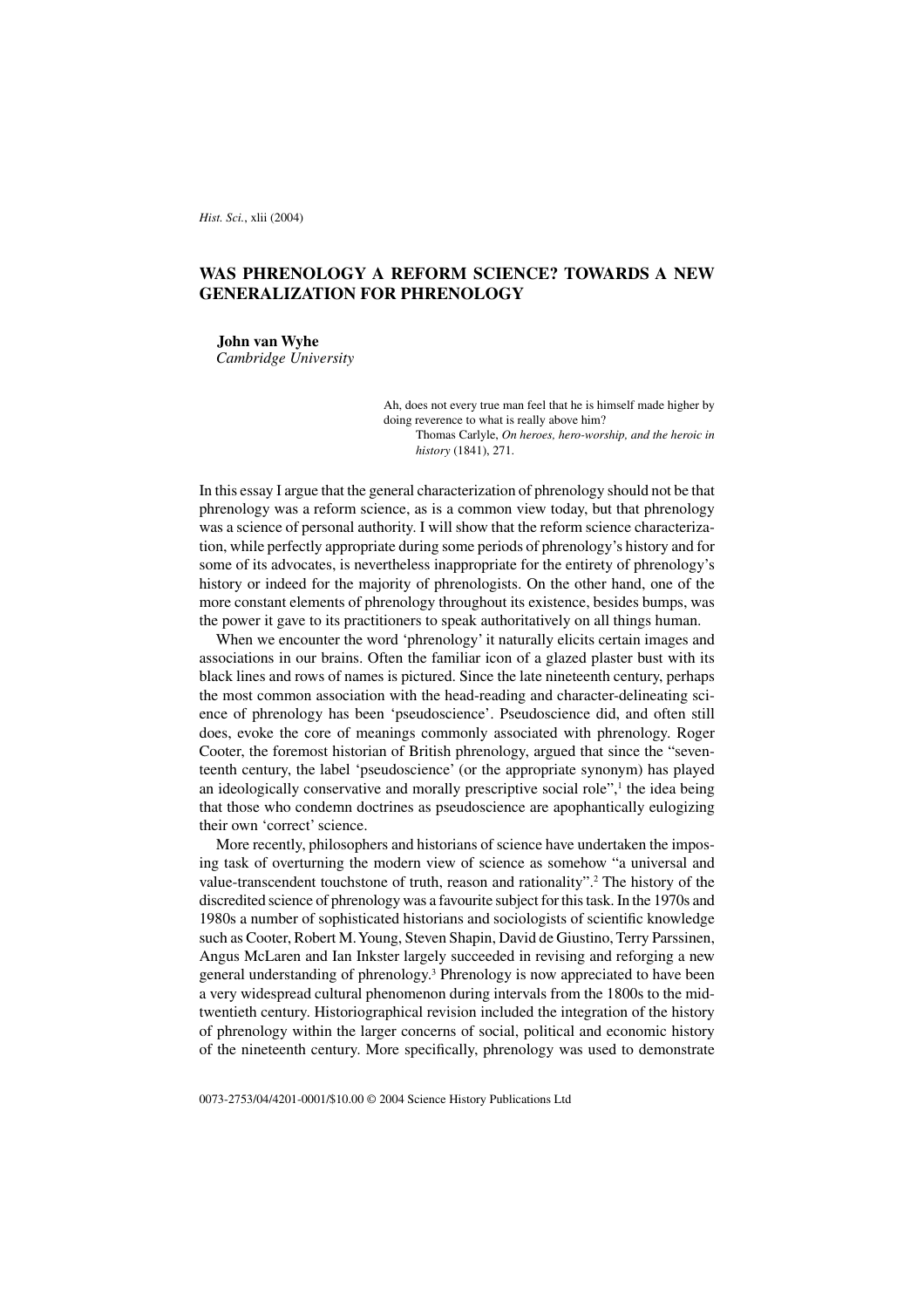# WAS PHRENOLOGY A REFORM SCIENCE? TOWARDS A NEW GENERALIZATION FOR PHRENOLOGY

**John van Wyhe**
*Cambridge University*

> Ah, does not every true man feel that he is himself made higher by doing reverence to what is really above him?
>
> Thomas Carlyle, *On heroes, hero-worship, and the heroic in history* (1841), 271.

In this essay I argue that the general characterization of phrenology should not be that phrenology was a reform science, as is a common view today, but that phrenology was a science of personal authority. I will show that the reform science characterization, while perfectly appropriate during some periods of phrenology's history and for some of its advocates, is nevertheless inappropriate for the entirety of phrenology's history or indeed for the majority of phrenologists. On the other hand, one of the more constant elements of phrenology throughout its existence, besides bumps, was the power it gave to its practitioners to speak authoritatively on all things human.

When we encounter the word 'phrenology' it naturally elicits certain images and associations in our brains. Often the familiar icon of a glazed plaster bust with its black lines and rows of names is pictured. Since the late nineteenth century, perhaps the most common association with the head-reading and character-delineating science of phrenology has been 'pseudoscience'. Pseudoscience did, and often still does, evoke the core of meanings commonly associated with phrenology. Roger Cooter, the foremost historian of British phrenology, argued that since the "seventeenth century, the label 'pseudoscience' (or the appropriate synonym) has played an ideologically conservative and morally prescriptive social role",[1] the idea being that those who condemn doctrines as pseudoscience are apophantically eulogizing their own 'correct' science.

More recently, philosophers and historians of science have undertaken the imposing task of overturning the modern view of science as somehow "a universal and value-transcendent touchstone of truth, reason and rationality".[2] The history of the discredited science of phrenology was a favourite subject for this task. In the 1970s and 1980s a number of sophisticated historians and sociologists of scientific knowledge such as Cooter, Robert M. Young, Steven Shapin, David de Giustino, Terry Parssinen, Angus McLaren and Ian Inkster largely succeeded in revising and reforging a new general understanding of phrenology.[3] Phrenology is now appreciated to have been a very widespread cultural phenomenon during intervals from the 1800s to the mid-twentieth century. Historiographical revision included the integration of the history of phrenology within the larger concerns of social, political and economic history of the nineteenth century. More specifically, phrenology was used to demonstrate

0073-2753/04/4201-0001/$10.00 © 2004 Science History Publications Ltd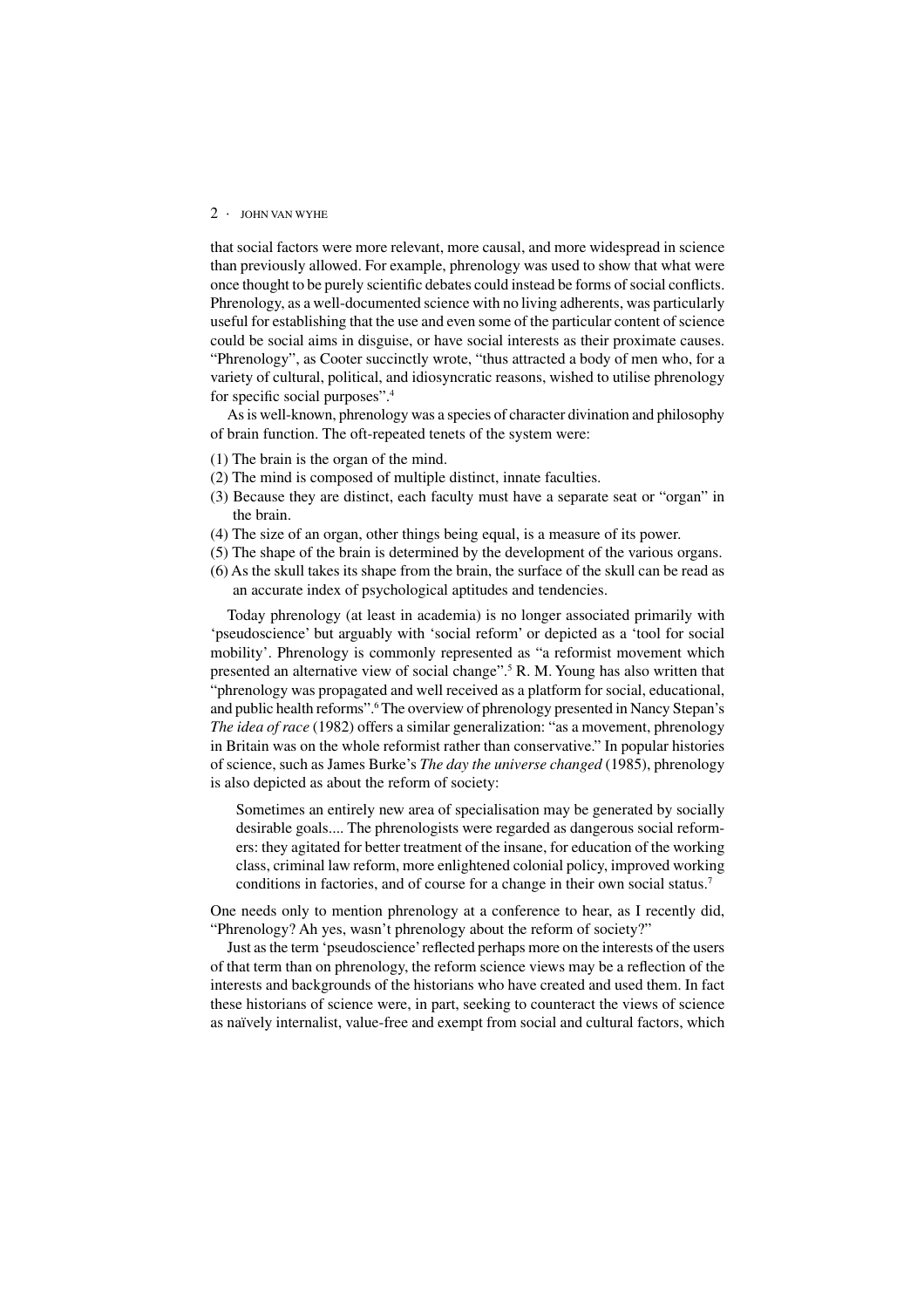that social factors were more relevant, more causal, and more widespread in science than previously allowed. For example, phrenology was used to show that what were once thought to be purely scientific debates could instead be forms of social conflicts. Phrenology, as a well-documented science with no living adherents, was particularly useful for establishing that the use and even some of the particular content of science could be social aims in disguise, or have social interests as their proximate causes. "Phrenology", as Cooter succinctly wrote, "thus attracted a body of men who, for a variety of cultural, political, and idiosyncratic reasons, wished to utilise phrenology for specific social purposes".[4]

As is well-known, phrenology was a species of character divination and philosophy of brain function. The oft-repeated tenets of the system were:

(1) The brain is the organ of the mind.
(2) The mind is composed of multiple distinct, innate faculties.
(3) Because they are distinct, each faculty must have a separate seat or "organ" in the brain.
(4) The size of an organ, other things being equal, is a measure of its power.
(5) The shape of the brain is determined by the development of the various organs.
(6) As the skull takes its shape from the brain, the surface of the skull can be read as an accurate index of psychological aptitudes and tendencies.

Today phrenology (at least in academia) is no longer associated primarily with 'pseudoscience' but arguably with 'social reform' or depicted as a 'tool for social mobility'. Phrenology is commonly represented as "a reformist movement which presented an alternative view of social change".[5] R. M. Young has also written that "phrenology was propagated and well received as a platform for social, educational, and public health reforms".[6] The overview of phrenology presented in Nancy Stepan's *The idea of race* (1982) offers a similar generalization: "as a movement, phrenology in Britain was on the whole reformist rather than conservative." In popular histories of science, such as James Burke's *The day the universe changed* (1985), phrenology is also depicted as about the reform of society:

> Sometimes an entirely new area of specialisation may be generated by socially desirable goals.... The phrenologists were regarded as dangerous social reformers: they agitated for better treatment of the insane, for education of the working class, criminal law reform, more enlightened colonial policy, improved working conditions in factories, and of course for a change in their own social status.[7]

One needs only to mention phrenology at a conference to hear, as I recently did, "Phrenology? Ah yes, wasn't phrenology about the reform of society?"

Just as the term 'pseudoscience' reflected perhaps more on the interests of the users of that term than on phrenology, the reform science views may be a reflection of the interests and backgrounds of the historians who have created and used them. In fact these historians of science were, in part, seeking to counteract the views of science as naïvely internalist, value-free and exempt from social and cultural factors, which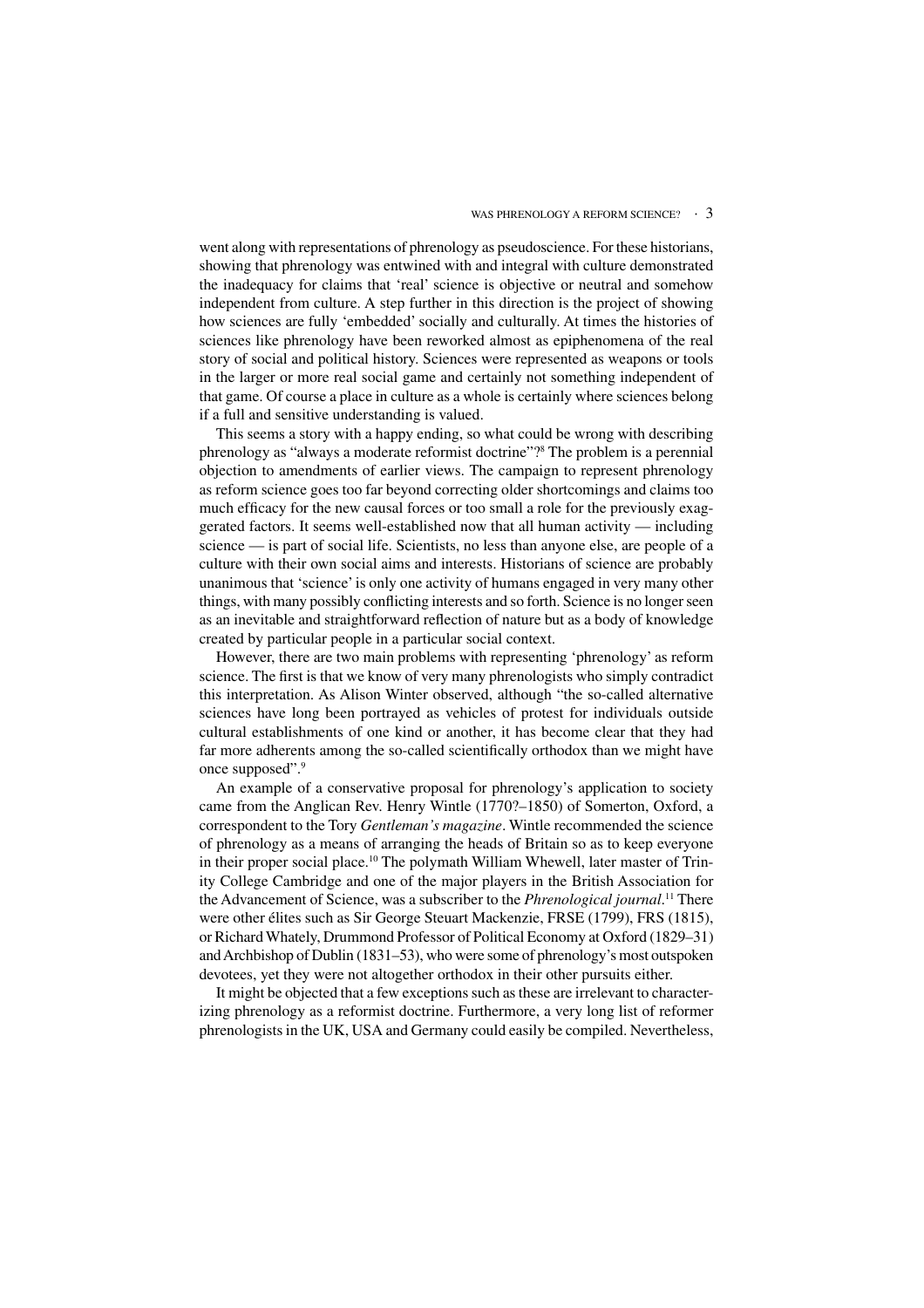went along with representations of phrenology as pseudoscience. For these historians, showing that phrenology was entwined with and integral with culture demonstrated the inadequacy for claims that 'real' science is objective or neutral and somehow independent from culture. A step further in this direction is the project of showing how sciences are fully 'embedded' socially and culturally. At times the histories of sciences like phrenology have been reworked almost as epiphenomena of the real story of social and political history. Sciences were represented as weapons or tools in the larger or more real social game and certainly not something independent of that game. Of course a place in culture as a whole is certainly where sciences belong if a full and sensitive understanding is valued.

This seems a story with a happy ending, so what could be wrong with describing phrenology as "always a moderate reformist doctrine"?[8] The problem is a perennial objection to amendments of earlier views. The campaign to represent phrenology as reform science goes too far beyond correcting older shortcomings and claims too much efficacy for the new causal forces or too small a role for the previously exaggerated factors. It seems well-established now that all human activity — including science — is part of social life. Scientists, no less than anyone else, are people of a culture with their own social aims and interests. Historians of science are probably unanimous that 'science' is only one activity of humans engaged in very many other things, with many possibly conflicting interests and so forth. Science is no longer seen as an inevitable and straightforward reflection of nature but as a body of knowledge created by particular people in a particular social context.

However, there are two main problems with representing 'phrenology' as reform science. The first is that we know of very many phrenologists who simply contradict this interpretation. As Alison Winter observed, although "the so-called alternative sciences have long been portrayed as vehicles of protest for individuals outside cultural establishments of one kind or another, it has become clear that they had far more adherents among the so-called scientifically orthodox than we might have once supposed".[9]

An example of a conservative proposal for phrenology's application to society came from the Anglican Rev. Henry Wintle (1770?–1850) of Somerton, Oxford, a correspondent to the Tory *Gentleman's magazine*. Wintle recommended the science of phrenology as a means of arranging the heads of Britain so as to keep everyone in their proper social place.[10] The polymath William Whewell, later master of Trinity College Cambridge and one of the major players in the British Association for the Advancement of Science, was a subscriber to the *Phrenological journal*.[11] There were other élites such as Sir George Steuart Mackenzie, FRSE (1799), FRS (1815), or Richard Whately, Drummond Professor of Political Economy at Oxford (1829–31) and Archbishop of Dublin (1831–53), who were some of phrenology's most outspoken devotees, yet they were not altogether orthodox in their other pursuits either.

It might be objected that a few exceptions such as these are irrelevant to characterizing phrenology as a reformist doctrine. Furthermore, a very long list of reformer phrenologists in the UK, USA and Germany could easily be compiled. Nevertheless,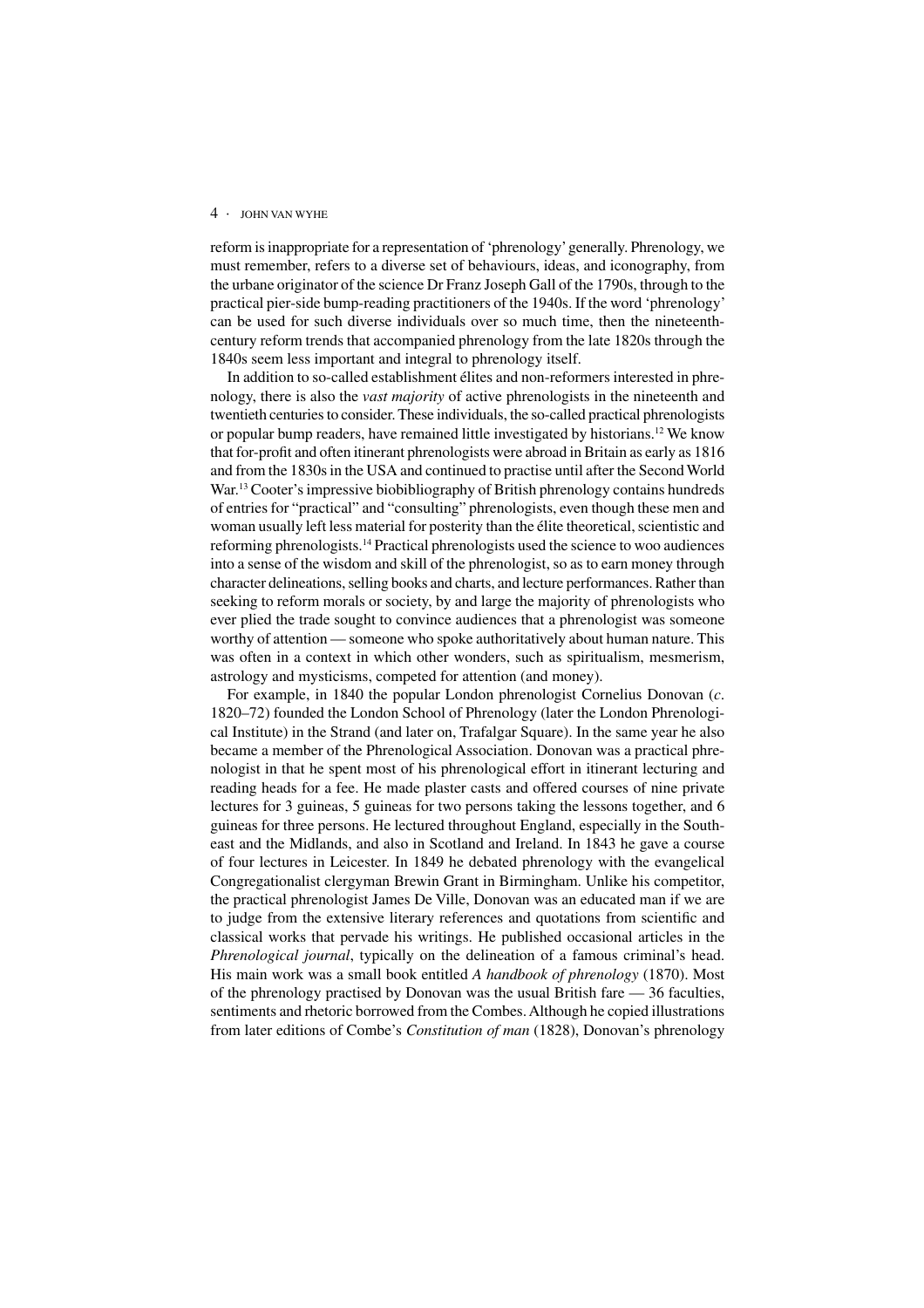reform is inappropriate for a representation of 'phrenology' generally. Phrenology, we must remember, refers to a diverse set of behaviours, ideas, and iconography, from the urbane originator of the science Dr Franz Joseph Gall of the 1790s, through to the practical pier-side bump-reading practitioners of the 1940s. If the word 'phrenology' can be used for such diverse individuals over so much time, then the nineteenth-century reform trends that accompanied phrenology from the late 1820s through the 1840s seem less important and integral to phrenology itself.

In addition to so-called establishment élites and non-reformers interested in phrenology, there is also the *vast majority* of active phrenologists in the nineteenth and twentieth centuries to consider. These individuals, the so-called practical phrenologists or popular bump readers, have remained little investigated by historians.[12] We know that for-profit and often itinerant phrenologists were abroad in Britain as early as 1816 and from the 1830s in the USA and continued to practise until after the Second World War.[13] Cooter's impressive biobibliography of British phrenology contains hundreds of entries for "practical" and "consulting" phrenologists, even though these men and woman usually left less material for posterity than the élite theoretical, scientistic and reforming phrenologists.[14] Practical phrenologists used the science to woo audiences into a sense of the wisdom and skill of the phrenologist, so as to earn money through character delineations, selling books and charts, and lecture performances. Rather than seeking to reform morals or society, by and large the majority of phrenologists who ever plied the trade sought to convince audiences that a phrenologist was someone worthy of attention — someone who spoke authoritatively about human nature. This was often in a context in which other wonders, such as spiritualism, mesmerism, astrology and mysticisms, competed for attention (and money).

For example, in 1840 the popular London phrenologist Cornelius Donovan (*c*. 1820–72) founded the London School of Phrenology (later the London Phrenological Institute) in the Strand (and later on, Trafalgar Square). In the same year he also became a member of the Phrenological Association. Donovan was a practical phrenologist in that he spent most of his phrenological effort in itinerant lecturing and reading heads for a fee. He made plaster casts and offered courses of nine private lectures for 3 guineas, 5 guineas for two persons taking the lessons together, and 6 guineas for three persons. He lectured throughout England, especially in the South-east and the Midlands, and also in Scotland and Ireland. In 1843 he gave a course of four lectures in Leicester. In 1849 he debated phrenology with the evangelical Congregationalist clergyman Brewin Grant in Birmingham. Unlike his competitor, the practical phrenologist James De Ville, Donovan was an educated man if we are to judge from the extensive literary references and quotations from scientific and classical works that pervade his writings. He published occasional articles in the *Phrenological journal*, typically on the delineation of a famous criminal's head. His main work was a small book entitled *A handbook of phrenology* (1870). Most of the phrenology practised by Donovan was the usual British fare — 36 faculties, sentiments and rhetoric borrowed from the Combes. Although he copied illustrations from later editions of Combe's *Constitution of man* (1828), Donovan's phrenology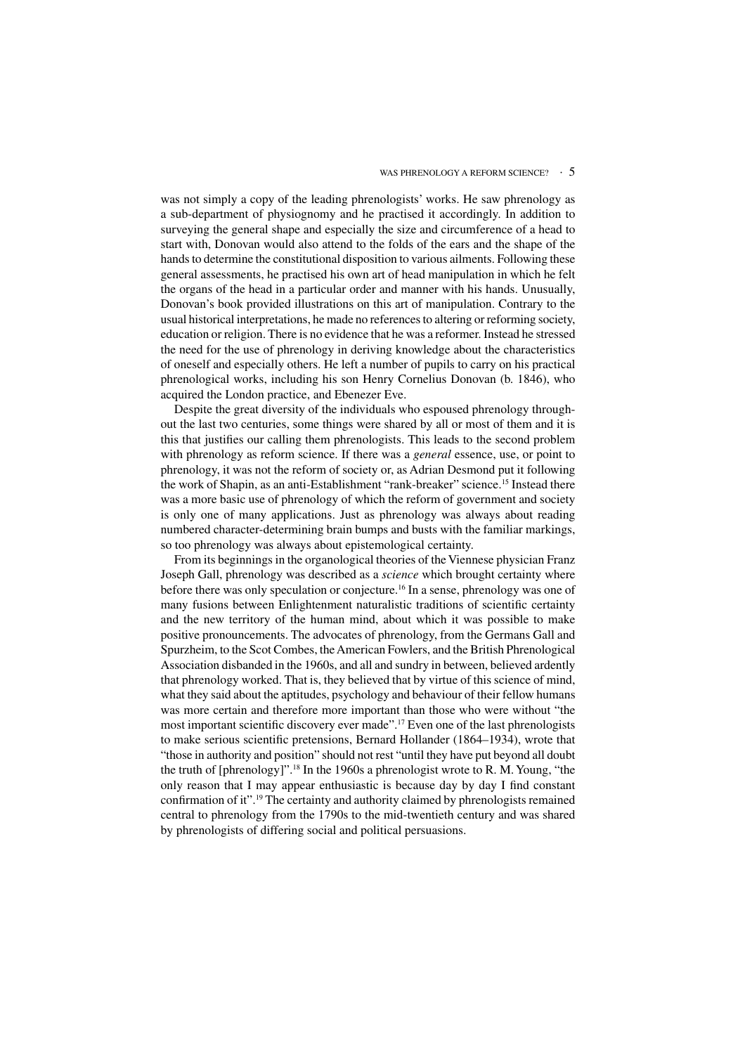was not simply a copy of the leading phrenologists' works. He saw phrenology as a sub-department of physiognomy and he practised it accordingly. In addition to surveying the general shape and especially the size and circumference of a head to start with, Donovan would also attend to the folds of the ears and the shape of the hands to determine the constitutional disposition to various ailments. Following these general assessments, he practised his own art of head manipulation in which he felt the organs of the head in a particular order and manner with his hands. Unusually, Donovan's book provided illustrations on this art of manipulation. Contrary to the usual historical interpretations, he made no references to altering or reforming society, education or religion. There is no evidence that he was a reformer. Instead he stressed the need for the use of phrenology in deriving knowledge about the characteristics of oneself and especially others. He left a number of pupils to carry on his practical phrenological works, including his son Henry Cornelius Donovan (b. 1846), who acquired the London practice, and Ebenezer Eve.

Despite the great diversity of the individuals who espoused phrenology throughout the last two centuries, some things were shared by all or most of them and it is this that justifies our calling them phrenologists. This leads to the second problem with phrenology as reform science. If there was a *general* essence, use, or point to phrenology, it was not the reform of society or, as Adrian Desmond put it following the work of Shapin, as an anti-Establishment "rank-breaker" science.[15] Instead there was a more basic use of phrenology of which the reform of government and society is only one of many applications. Just as phrenology was always about reading numbered character-determining brain bumps and busts with the familiar markings, so too phrenology was always about epistemological certainty.

From its beginnings in the organological theories of the Viennese physician Franz Joseph Gall, phrenology was described as a *science* which brought certainty where before there was only speculation or conjecture.[16] In a sense, phrenology was one of many fusions between Enlightenment naturalistic traditions of scientific certainty and the new territory of the human mind, about which it was possible to make positive pronouncements. The advocates of phrenology, from the Germans Gall and Spurzheim, to the Scot Combes, the American Fowlers, and the British Phrenological Association disbanded in the 1960s, and all and sundry in between, believed ardently that phrenology worked. That is, they believed that by virtue of this science of mind, what they said about the aptitudes, psychology and behaviour of their fellow humans was more certain and therefore more important than those who were without "the most important scientific discovery ever made".[17] Even one of the last phrenologists to make serious scientific pretensions, Bernard Hollander (1864–1934), wrote that "those in authority and position" should not rest "until they have put beyond all doubt the truth of [phrenology]".[18] In the 1960s a phrenologist wrote to R. M. Young, "the only reason that I may appear enthusiastic is because day by day I find constant confirmation of it".[19] The certainty and authority claimed by phrenologists remained central to phrenology from the 1790s to the mid-twentieth century and was shared by phrenologists of differing social and political persuasions.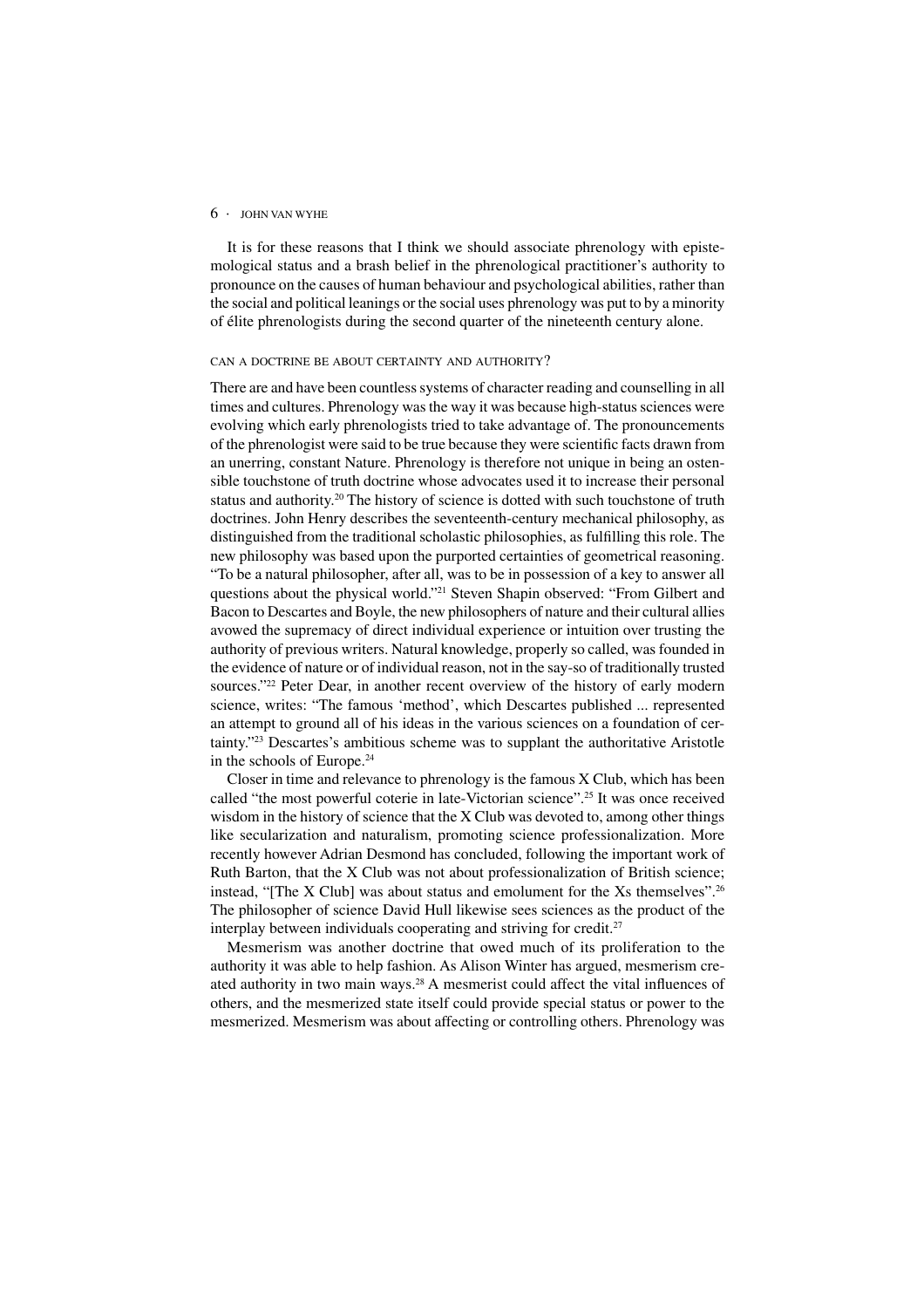It is for these reasons that I think we should associate phrenology with epistemological status and a brash belief in the phrenological practitioner's authority to pronounce on the causes of human behaviour and psychological abilities, rather than the social and political leanings or the social uses phrenology was put to by a minority of élite phrenologists during the second quarter of the nineteenth century alone.

## CAN A DOCTRINE BE ABOUT CERTAINTY AND AUTHORITY?

There are and have been countless systems of character reading and counselling in all times and cultures. Phrenology was the way it was because high-status sciences were evolving which early phrenologists tried to take advantage of. The pronouncements of the phrenologist were said to be true because they were scientific facts drawn from an unerring, constant Nature. Phrenology is therefore not unique in being an ostensible touchstone of truth doctrine whose advocates used it to increase their personal status and authority.[20] The history of science is dotted with such touchstone of truth doctrines. John Henry describes the seventeenth-century mechanical philosophy, as distinguished from the traditional scholastic philosophies, as fulfilling this role. The new philosophy was based upon the purported certainties of geometrical reasoning. "To be a natural philosopher, after all, was to be in possession of a key to answer all questions about the physical world."[21] Steven Shapin observed: "From Gilbert and Bacon to Descartes and Boyle, the new philosophers of nature and their cultural allies avowed the supremacy of direct individual experience or intuition over trusting the authority of previous writers. Natural knowledge, properly so called, was founded in the evidence of nature or of individual reason, not in the say-so of traditionally trusted sources."[22] Peter Dear, in another recent overview of the history of early modern science, writes: "The famous 'method', which Descartes published ... represented an attempt to ground all of his ideas in the various sciences on a foundation of certainty."[23] Descartes's ambitious scheme was to supplant the authoritative Aristotle in the schools of Europe.[24]

Closer in time and relevance to phrenology is the famous X Club, which has been called "the most powerful coterie in late-Victorian science".[25] It was once received wisdom in the history of science that the X Club was devoted to, among other things like secularization and naturalism, promoting science professionalization. More recently however Adrian Desmond has concluded, following the important work of Ruth Barton, that the X Club was not about professionalization of British science; instead, "[The X Club] was about status and emolument for the Xs themselves".[26] The philosopher of science David Hull likewise sees sciences as the product of the interplay between individuals cooperating and striving for credit.[27]

Mesmerism was another doctrine that owed much of its proliferation to the authority it was able to help fashion. As Alison Winter has argued, mesmerism created authority in two main ways.[28] A mesmerist could affect the vital influences of others, and the mesmerized state itself could provide special status or power to the mesmerized. Mesmerism was about affecting or controlling others. Phrenology was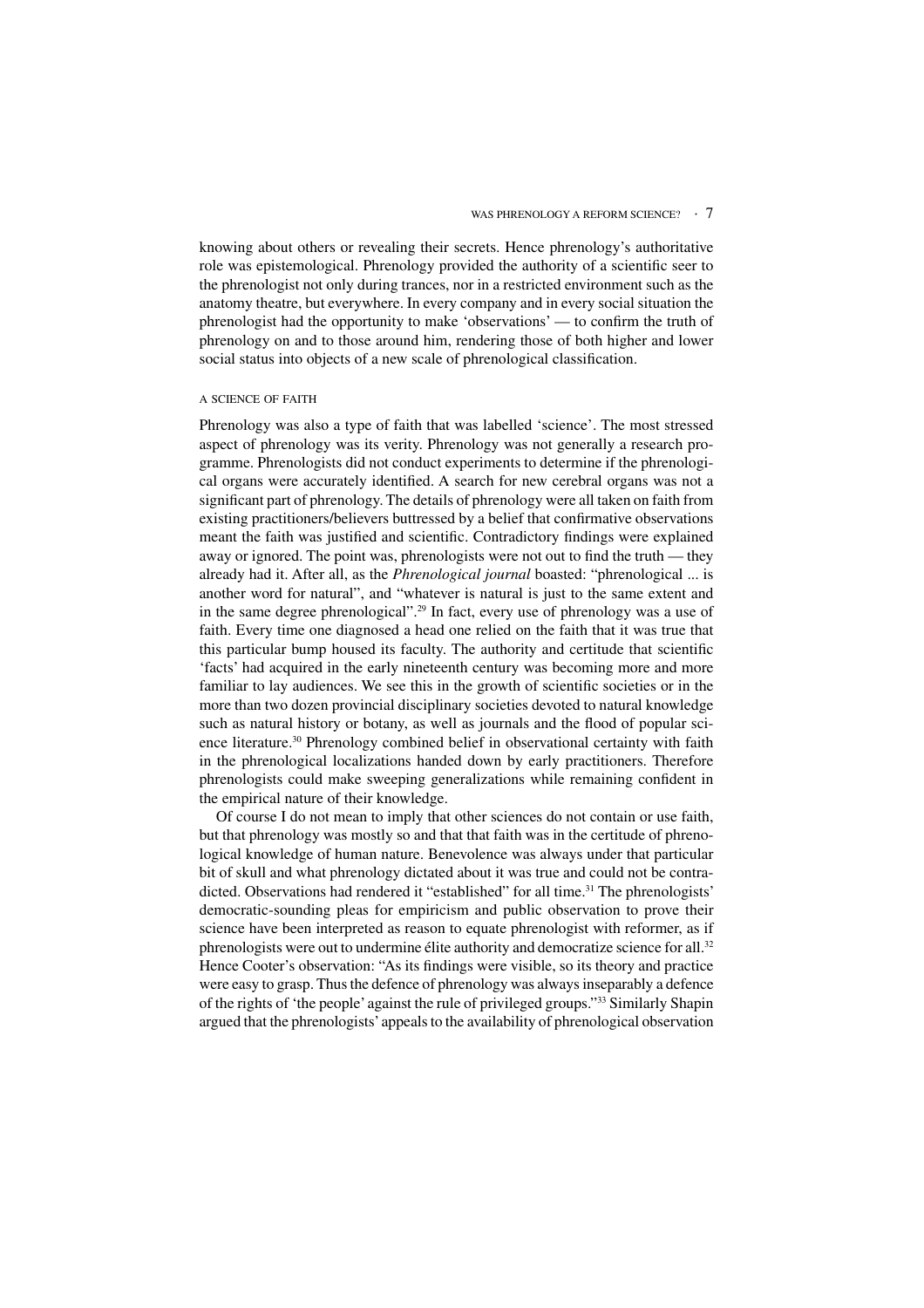knowing about others or revealing their secrets. Hence phrenology's authoritative role was epistemological. Phrenology provided the authority of a scientific seer to the phrenologist not only during trances, nor in a restricted environment such as the anatomy theatre, but everywhere. In every company and in every social situation the phrenologist had the opportunity to make 'observations' — to confirm the truth of phrenology on and to those around him, rendering those of both higher and lower social status into objects of a new scale of phrenological classification.

## A SCIENCE OF FAITH

Phrenology was also a type of faith that was labelled 'science'. The most stressed aspect of phrenology was its verity. Phrenology was not generally a research programme. Phrenologists did not conduct experiments to determine if the phrenological organs were accurately identified. A search for new cerebral organs was not a significant part of phrenology. The details of phrenology were all taken on faith from existing practitioners/believers buttressed by a belief that confirmative observations meant the faith was justified and scientific. Contradictory findings were explained away or ignored. The point was, phrenologists were not out to find the truth — they already had it. After all, as the *Phrenological journal* boasted: "phrenological ... is another word for natural", and "whatever is natural is just to the same extent and in the same degree phrenological".[29] In fact, every use of phrenology was a use of faith. Every time one diagnosed a head one relied on the faith that it was true that this particular bump housed its faculty. The authority and certitude that scientific 'facts' had acquired in the early nineteenth century was becoming more and more familiar to lay audiences. We see this in the growth of scientific societies or in the more than two dozen provincial disciplinary societies devoted to natural knowledge such as natural history or botany, as well as journals and the flood of popular science literature.[30] Phrenology combined belief in observational certainty with faith in the phrenological localizations handed down by early practitioners. Therefore phrenologists could make sweeping generalizations while remaining confident in the empirical nature of their knowledge.

Of course I do not mean to imply that other sciences do not contain or use faith, but that phrenology was mostly so and that that faith was in the certitude of phrenological knowledge of human nature. Benevolence was always under that particular bit of skull and what phrenology dictated about it was true and could not be contradicted. Observations had rendered it "established" for all time.[31] The phrenologists' democratic-sounding pleas for empiricism and public observation to prove their science have been interpreted as reason to equate phrenologist with reformer, as if phrenologists were out to undermine élite authority and democratize science for all.[32] Hence Cooter's observation: "As its findings were visible, so its theory and practice were easy to grasp. Thus the defence of phrenology was always inseparably a defence of the rights of 'the people' against the rule of privileged groups."[33] Similarly Shapin argued that the phrenologists' appeals to the availability of phrenological observation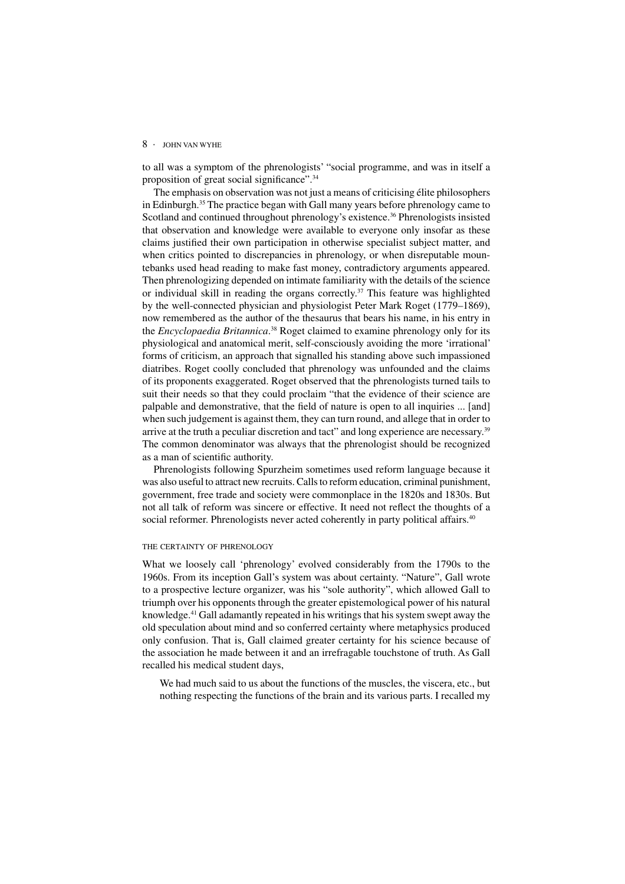to all was a symptom of the phrenologists' "social programme, and was in itself a proposition of great social significance".[34]

The emphasis on observation was not just a means of criticising élite philosophers in Edinburgh.[35] The practice began with Gall many years before phrenology came to Scotland and continued throughout phrenology's existence.[36] Phrenologists insisted that observation and knowledge were available to everyone only insofar as these claims justified their own participation in otherwise specialist subject matter, and when critics pointed to discrepancies in phrenology, or when disreputable mountebanks used head reading to make fast money, contradictory arguments appeared. Then phrenologizing depended on intimate familiarity with the details of the science or individual skill in reading the organs correctly.[37] This feature was highlighted by the well-connected physician and physiologist Peter Mark Roget (1779–1869), now remembered as the author of the thesaurus that bears his name, in his entry in the *Encyclopaedia Britannica*.[38] Roget claimed to examine phrenology only for its physiological and anatomical merit, self-consciously avoiding the more 'irrational' forms of criticism, an approach that signalled his standing above such impassioned diatribes. Roget coolly concluded that phrenology was unfounded and the claims of its proponents exaggerated. Roget observed that the phrenologists turned tails to suit their needs so that they could proclaim "that the evidence of their science are palpable and demonstrative, that the field of nature is open to all inquiries ... [and] when such judgement is against them, they can turn round, and allege that in order to arrive at the truth a peculiar discretion and tact" and long experience are necessary.[39] The common denominator was always that the phrenologist should be recognized as a man of scientific authority.

Phrenologists following Spurzheim sometimes used reform language because it was also useful to attract new recruits. Calls to reform education, criminal punishment, government, free trade and society were commonplace in the 1820s and 1830s. But not all talk of reform was sincere or effective. It need not reflect the thoughts of a social reformer. Phrenologists never acted coherently in party political affairs.[40]

## THE CERTAINTY OF PHRENOLOGY

What we loosely call 'phrenology' evolved considerably from the 1790s to the 1960s. From its inception Gall's system was about certainty. "Nature", Gall wrote to a prospective lecture organizer, was his "sole authority", which allowed Gall to triumph over his opponents through the greater epistemological power of his natural knowledge.[41] Gall adamantly repeated in his writings that his system swept away the old speculation about mind and so conferred certainty where metaphysics produced only confusion. That is, Gall claimed greater certainty for his science because of the association he made between it and an irrefragable touchstone of truth. As Gall recalled his medical student days,

> We had much said to us about the functions of the muscles, the viscera, etc., but nothing respecting the functions of the brain and its various parts. I recalled my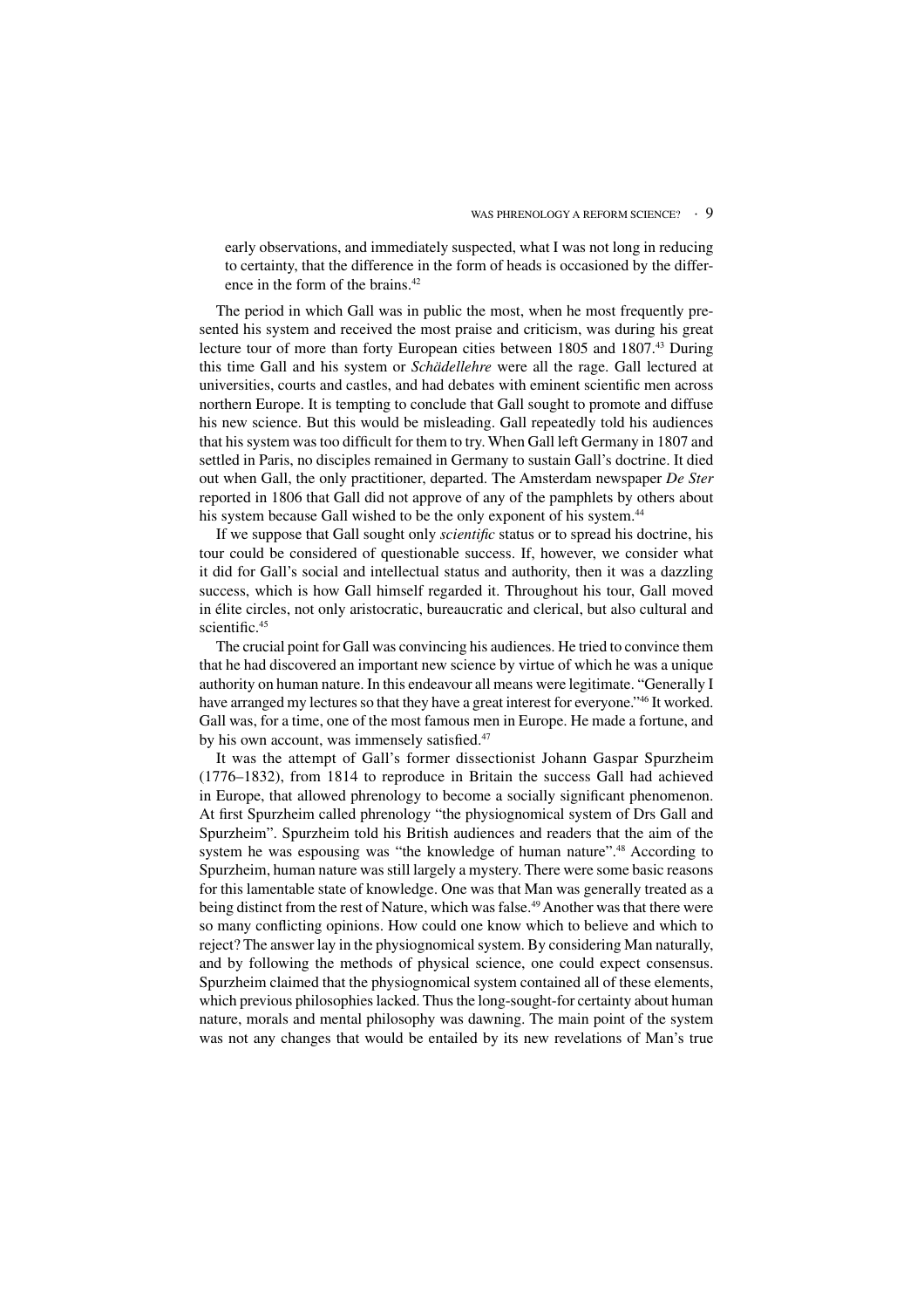> early observations, and immediately suspected, what I was not long in reducing to certainty, that the difference in the form of heads is occasioned by the difference in the form of the brains.[42]

The period in which Gall was in public the most, when he most frequently presented his system and received the most praise and criticism, was during his great lecture tour of more than forty European cities between 1805 and 1807.[43] During this time Gall and his system or *Schädellehre* were all the rage. Gall lectured at universities, courts and castles, and had debates with eminent scientific men across northern Europe. It is tempting to conclude that Gall sought to promote and diffuse his new science. But this would be misleading. Gall repeatedly told his audiences that his system was too difficult for them to try. When Gall left Germany in 1807 and settled in Paris, no disciples remained in Germany to sustain Gall's doctrine. It died out when Gall, the only practitioner, departed. The Amsterdam newspaper *De Ster* reported in 1806 that Gall did not approve of any of the pamphlets by others about his system because Gall wished to be the only exponent of his system.[44]

If we suppose that Gall sought only *scientific* status or to spread his doctrine, his tour could be considered of questionable success. If, however, we consider what it did for Gall's social and intellectual status and authority, then it was a dazzling success, which is how Gall himself regarded it. Throughout his tour, Gall moved in élite circles, not only aristocratic, bureaucratic and clerical, but also cultural and scientific.[45]

The crucial point for Gall was convincing his audiences. He tried to convince them that he had discovered an important new science by virtue of which he was a unique authority on human nature. In this endeavour all means were legitimate. "Generally I have arranged my lectures so that they have a great interest for everyone."[46] It worked. Gall was, for a time, one of the most famous men in Europe. He made a fortune, and by his own account, was immensely satisfied.[47]

It was the attempt of Gall's former dissectionist Johann Gaspar Spurzheim (1776–1832), from 1814 to reproduce in Britain the success Gall had achieved in Europe, that allowed phrenology to become a socially significant phenomenon. At first Spurzheim called phrenology "the physiognomical system of Drs Gall and Spurzheim". Spurzheim told his British audiences and readers that the aim of the system he was espousing was "the knowledge of human nature".[48] According to Spurzheim, human nature was still largely a mystery. There were some basic reasons for this lamentable state of knowledge. One was that Man was generally treated as a being distinct from the rest of Nature, which was false.[49] Another was that there were so many conflicting opinions. How could one know which to believe and which to reject? The answer lay in the physiognomical system. By considering Man naturally, and by following the methods of physical science, one could expect consensus. Spurzheim claimed that the physiognomical system contained all of these elements, which previous philosophies lacked. Thus the long-sought-for certainty about human nature, morals and mental philosophy was dawning. The main point of the system was not any changes that would be entailed by its new revelations of Man's true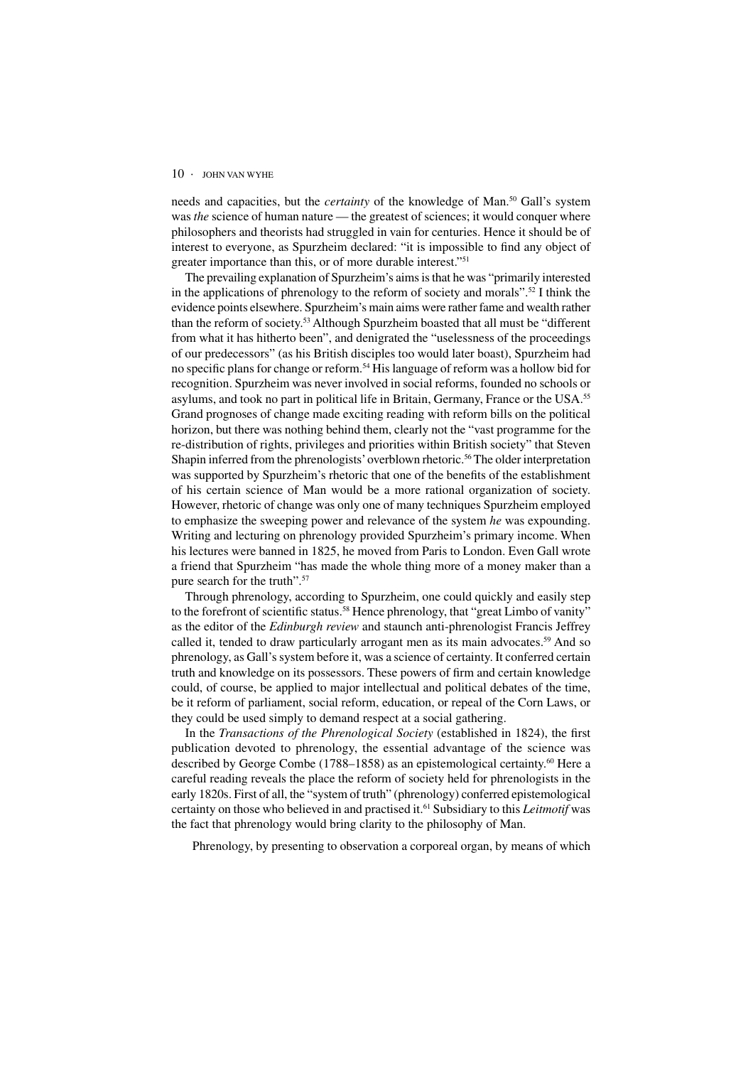needs and capacities, but the *certainty* of the knowledge of Man.[50] Gall's system was *the* science of human nature — the greatest of sciences; it would conquer where philosophers and theorists had struggled in vain for centuries. Hence it should be of interest to everyone, as Spurzheim declared: "it is impossible to find any object of greater importance than this, or of more durable interest."[51]

The prevailing explanation of Spurzheim's aims is that he was "primarily interested in the applications of phrenology to the reform of society and morals".[52] I think the evidence points elsewhere. Spurzheim's main aims were rather fame and wealth rather than the reform of society.[53] Although Spurzheim boasted that all must be "different from what it has hitherto been", and denigrated the "uselessness of the proceedings of our predecessors" (as his British disciples too would later boast), Spurzheim had no specific plans for change or reform.[54] His language of reform was a hollow bid for recognition. Spurzheim was never involved in social reforms, founded no schools or asylums, and took no part in political life in Britain, Germany, France or the USA.[55] Grand prognoses of change made exciting reading with reform bills on the political horizon, but there was nothing behind them, clearly not the "vast programme for the re-distribution of rights, privileges and priorities within British society" that Steven Shapin inferred from the phrenologists' overblown rhetoric.[56] The older interpretation was supported by Spurzheim's rhetoric that one of the benefits of the establishment of his certain science of Man would be a more rational organization of society. However, rhetoric of change was only one of many techniques Spurzheim employed to emphasize the sweeping power and relevance of the system *he* was expounding. Writing and lecturing on phrenology provided Spurzheim's primary income. When his lectures were banned in 1825, he moved from Paris to London. Even Gall wrote a friend that Spurzheim "has made the whole thing more of a money maker than a pure search for the truth".[57]

Through phrenology, according to Spurzheim, one could quickly and easily step to the forefront of scientific status.[58] Hence phrenology, that "great Limbo of vanity" as the editor of the *Edinburgh review* and staunch anti-phrenologist Francis Jeffrey called it, tended to draw particularly arrogant men as its main advocates.[59] And so phrenology, as Gall's system before it, was a science of certainty. It conferred certain truth and knowledge on its possessors. These powers of firm and certain knowledge could, of course, be applied to major intellectual and political debates of the time, be it reform of parliament, social reform, education, or repeal of the Corn Laws, or they could be used simply to demand respect at a social gathering.

In the *Transactions of the Phrenological Society* (established in 1824), the first publication devoted to phrenology, the essential advantage of the science was described by George Combe (1788–1858) as an epistemological certainty.[60] Here a careful reading reveals the place the reform of society held for phrenologists in the early 1820s. First of all, the "system of truth" (phrenology) conferred epistemological certainty on those who believed in and practised it.[61] Subsidiary to this *Leitmotif* was the fact that phrenology would bring clarity to the philosophy of Man.

> Phrenology, by presenting to observation a corporeal organ, by means of which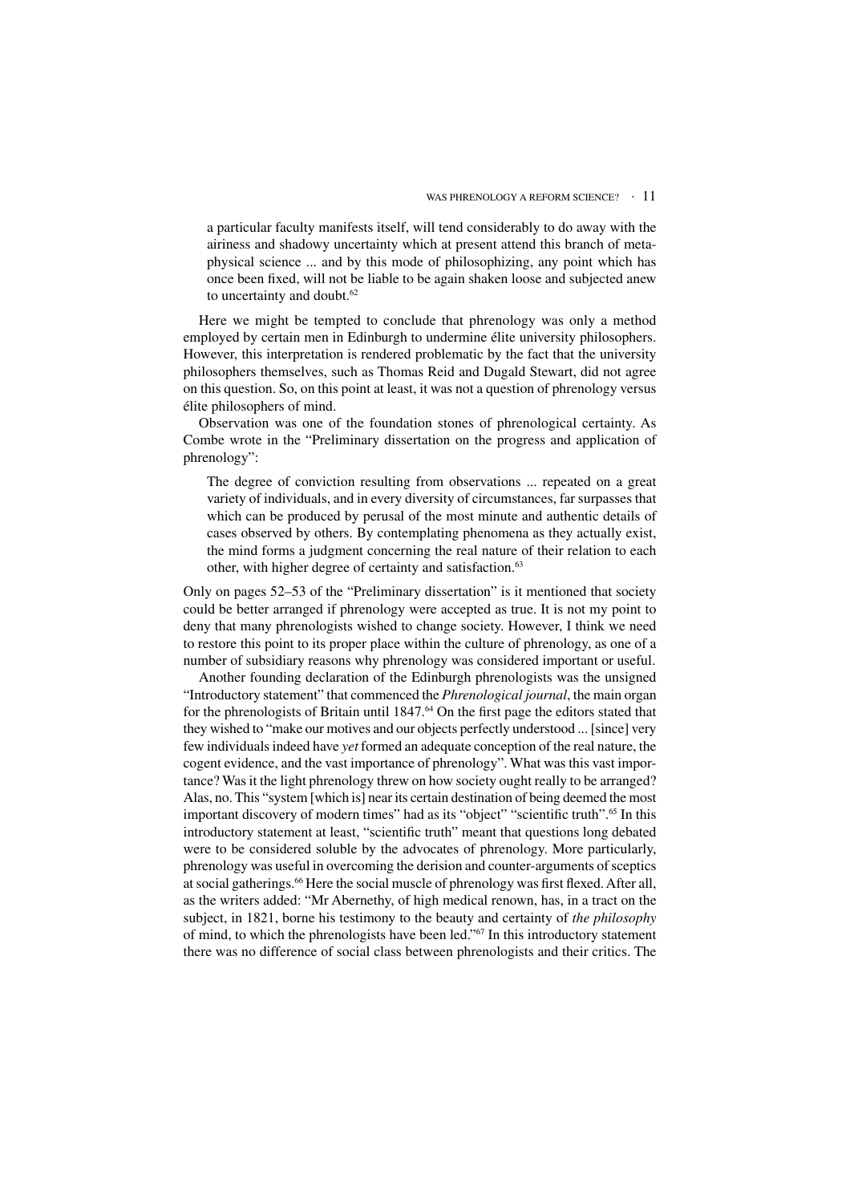> a particular faculty manifests itself, will tend considerably to do away with the airiness and shadowy uncertainty which at present attend this branch of metaphysical science ... and by this mode of philosophizing, any point which has once been fixed, will not be liable to be again shaken loose and subjected anew to uncertainty and doubt.[62]

Here we might be tempted to conclude that phrenology was only a method employed by certain men in Edinburgh to undermine élite university philosophers. However, this interpretation is rendered problematic by the fact that the university philosophers themselves, such as Thomas Reid and Dugald Stewart, did not agree on this question. So, on this point at least, it was not a question of phrenology versus élite philosophers of mind.

Observation was one of the foundation stones of phrenological certainty. As Combe wrote in the "Preliminary dissertation on the progress and application of phrenology":

> The degree of conviction resulting from observations ... repeated on a great variety of individuals, and in every diversity of circumstances, far surpasses that which can be produced by perusal of the most minute and authentic details of cases observed by others. By contemplating phenomena as they actually exist, the mind forms a judgment concerning the real nature of their relation to each other, with higher degree of certainty and satisfaction.[63]

Only on pages 52–53 of the "Preliminary dissertation" is it mentioned that society could be better arranged if phrenology were accepted as true. It is not my point to deny that many phrenologists wished to change society. However, I think we need to restore this point to its proper place within the culture of phrenology, as one of a number of subsidiary reasons why phrenology was considered important or useful.

Another founding declaration of the Edinburgh phrenologists was the unsigned "Introductory statement" that commenced the *Phrenological journal*, the main organ for the phrenologists of Britain until 1847.[64] On the first page the editors stated that they wished to "make our motives and our objects perfectly understood ... [since] very few individuals indeed have *yet* formed an adequate conception of the real nature, the cogent evidence, and the vast importance of phrenology". What was this vast importance? Was it the light phrenology threw on how society ought really to be arranged? Alas, no. This "system [which is] near its certain destination of being deemed the most important discovery of modern times" had as its "object" "scientific truth".[65] In this introductory statement at least, "scientific truth" meant that questions long debated were to be considered soluble by the advocates of phrenology. More particularly, phrenology was useful in overcoming the derision and counter-arguments of sceptics at social gatherings.[66] Here the social muscle of phrenology was first flexed. After all, as the writers added: "Mr Abernethy, of high medical renown, has, in a tract on the subject, in 1821, borne his testimony to the beauty and certainty of *the philosophy* of mind, to which the phrenologists have been led."[67] In this introductory statement there was no difference of social class between phrenologists and their critics. The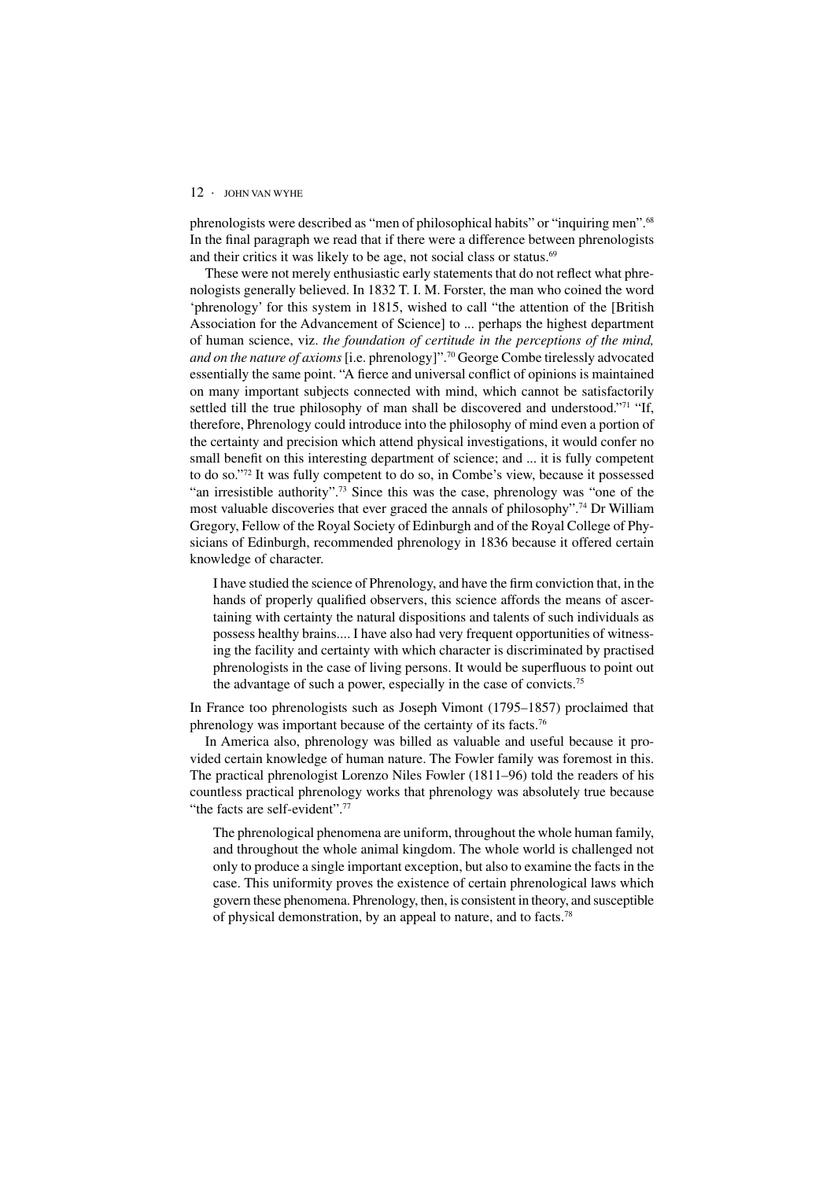phrenologists were described as "men of philosophical habits" or "inquiring men".[68] In the final paragraph we read that if there were a difference between phrenologists and their critics it was likely to be age, not social class or status.[69]

These were not merely enthusiastic early statements that do not reflect what phrenologists generally believed. In 1832 T. I. M. Forster, the man who coined the word 'phrenology' for this system in 1815, wished to call "the attention of the [British Association for the Advancement of Science] to ... perhaps the highest department of human science, viz. *the foundation of certitude in the perceptions of the mind, and on the nature of axioms* [i.e. phrenology]".[70] George Combe tirelessly advocated essentially the same point. "A fierce and universal conflict of opinions is maintained on many important subjects connected with mind, which cannot be satisfactorily settled till the true philosophy of man shall be discovered and understood."[71] "If, therefore, Phrenology could introduce into the philosophy of mind even a portion of the certainty and precision which attend physical investigations, it would confer no small benefit on this interesting department of science; and ... it is fully competent to do so."[72] It was fully competent to do so, in Combe's view, because it possessed "an irresistible authority".[73] Since this was the case, phrenology was "one of the most valuable discoveries that ever graced the annals of philosophy".[74] Dr William Gregory, Fellow of the Royal Society of Edinburgh and of the Royal College of Physicians of Edinburgh, recommended phrenology in 1836 because it offered certain knowledge of character.

> I have studied the science of Phrenology, and have the firm conviction that, in the hands of properly qualified observers, this science affords the means of ascertaining with certainty the natural dispositions and talents of such individuals as possess healthy brains.... I have also had very frequent opportunities of witnessing the facility and certainty with which character is discriminated by practised phrenologists in the case of living persons. It would be superfluous to point out the advantage of such a power, especially in the case of convicts.[75]

In France too phrenologists such as Joseph Vimont (1795–1857) proclaimed that phrenology was important because of the certainty of its facts.[76]

In America also, phrenology was billed as valuable and useful because it provided certain knowledge of human nature. The Fowler family was foremost in this. The practical phrenologist Lorenzo Niles Fowler (1811–96) told the readers of his countless practical phrenology works that phrenology was absolutely true because "the facts are self-evident".[77]

> The phrenological phenomena are uniform, throughout the whole human family, and throughout the whole animal kingdom. The whole world is challenged not only to produce a single important exception, but also to examine the facts in the case. This uniformity proves the existence of certain phrenological laws which govern these phenomena. Phrenology, then, is consistent in theory, and susceptible of physical demonstration, by an appeal to nature, and to facts.[78]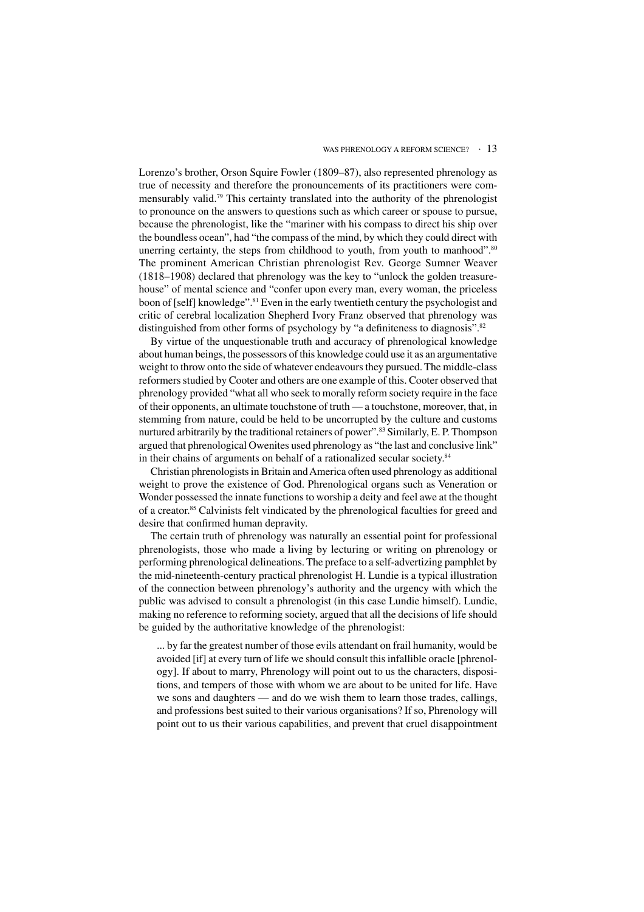Lorenzo's brother, Orson Squire Fowler (1809–87), also represented phrenology as true of necessity and therefore the pronouncements of its practitioners were commensurably valid.[79] This certainty translated into the authority of the phrenologist to pronounce on the answers to questions such as which career or spouse to pursue, because the phrenologist, like the "mariner with his compass to direct his ship over the boundless ocean", had "the compass of the mind, by which they could direct with unerring certainty, the steps from childhood to youth, from youth to manhood".[80] The prominent American Christian phrenologist Rev. George Sumner Weaver (1818–1908) declared that phrenology was the key to "unlock the golden treasure-house" of mental science and "confer upon every man, every woman, the priceless boon of [self] knowledge".[81] Even in the early twentieth century the psychologist and critic of cerebral localization Shepherd Ivory Franz observed that phrenology was distinguished from other forms of psychology by "a definiteness to diagnosis".[82]

By virtue of the unquestionable truth and accuracy of phrenological knowledge about human beings, the possessors of this knowledge could use it as an argumentative weight to throw onto the side of whatever endeavours they pursued. The middle-class reformers studied by Cooter and others are one example of this. Cooter observed that phrenology provided "what all who seek to morally reform society require in the face of their opponents, an ultimate touchstone of truth — a touchstone, moreover, that, in stemming from nature, could be held to be uncorrupted by the culture and customs nurtured arbitrarily by the traditional retainers of power".[83] Similarly, E. P. Thompson argued that phrenological Owenites used phrenology as "the last and conclusive link" in their chains of arguments on behalf of a rationalized secular society.[84]

Christian phrenologists in Britain and America often used phrenology as additional weight to prove the existence of God. Phrenological organs such as Veneration or Wonder possessed the innate functions to worship a deity and feel awe at the thought of a creator.[85] Calvinists felt vindicated by the phrenological faculties for greed and desire that confirmed human depravity.

The certain truth of phrenology was naturally an essential point for professional phrenologists, those who made a living by lecturing or writing on phrenology or performing phrenological delineations. The preface to a self-advertizing pamphlet by the mid-nineteenth-century practical phrenologist H. Lundie is a typical illustration of the connection between phrenology's authority and the urgency with which the public was advised to consult a phrenologist (in this case Lundie himself). Lundie, making no reference to reforming society, argued that all the decisions of life should be guided by the authoritative knowledge of the phrenologist:

> ... by far the greatest number of those evils attendant on frail humanity, would be avoided [if] at every turn of life we should consult this infallible oracle [phrenology]. If about to marry, Phrenology will point out to us the characters, dispositions, and tempers of those with whom we are about to be united for life. Have we sons and daughters — and do we wish them to learn those trades, callings, and professions best suited to their various organisations? If so, Phrenology will point out to us their various capabilities, and prevent that cruel disappointment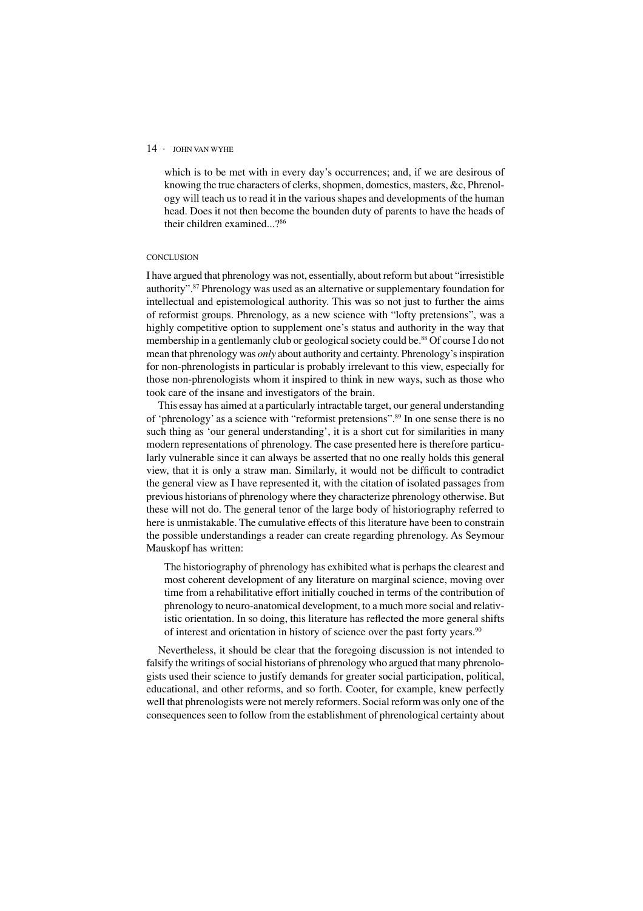> which is to be met with in every day's occurrences; and, if we are desirous of knowing the true characters of clerks, shopmen, domestics, masters, &c, Phrenology will teach us to read it in the various shapes and developments of the human head. Does it not then become the bounden duty of parents to have the heads of their children examined...?[86]

## CONCLUSION

I have argued that phrenology was not, essentially, about reform but about "irresistible authority".[87] Phrenology was used as an alternative or supplementary foundation for intellectual and epistemological authority. This was so not just to further the aims of reformist groups. Phrenology, as a new science with "lofty pretensions", was a highly competitive option to supplement one's status and authority in the way that membership in a gentlemanly club or geological society could be.[88] Of course I do not mean that phrenology was *only* about authority and certainty. Phrenology's inspiration for non-phrenologists in particular is probably irrelevant to this view, especially for those non-phrenologists whom it inspired to think in new ways, such as those who took care of the insane and investigators of the brain.

This essay has aimed at a particularly intractable target, our general understanding of 'phrenology' as a science with "reformist pretensions".[89] In one sense there is no such thing as 'our general understanding', it is a short cut for similarities in many modern representations of phrenology. The case presented here is therefore particularly vulnerable since it can always be asserted that no one really holds this general view, that it is only a straw man. Similarly, it would not be difficult to contradict the general view as I have represented it, with the citation of isolated passages from previous historians of phrenology where they characterize phrenology otherwise. But these will not do. The general tenor of the large body of historiography referred to here is unmistakable. The cumulative effects of this literature have been to constrain the possible understandings a reader can create regarding phrenology. As Seymour Mauskopf has written:

> The historiography of phrenology has exhibited what is perhaps the clearest and most coherent development of any literature on marginal science, moving over time from a rehabilitative effort initially couched in terms of the contribution of phrenology to neuro-anatomical development, to a much more social and relativistic orientation. In so doing, this literature has reflected the more general shifts of interest and orientation in history of science over the past forty years.[90]

Nevertheless, it should be clear that the foregoing discussion is not intended to falsify the writings of social historians of phrenology who argued that many phrenologists used their science to justify demands for greater social participation, political, educational, and other reforms, and so forth. Cooter, for example, knew perfectly well that phrenologists were not merely reformers. Social reform was only one of the consequences seen to follow from the establishment of phrenological certainty about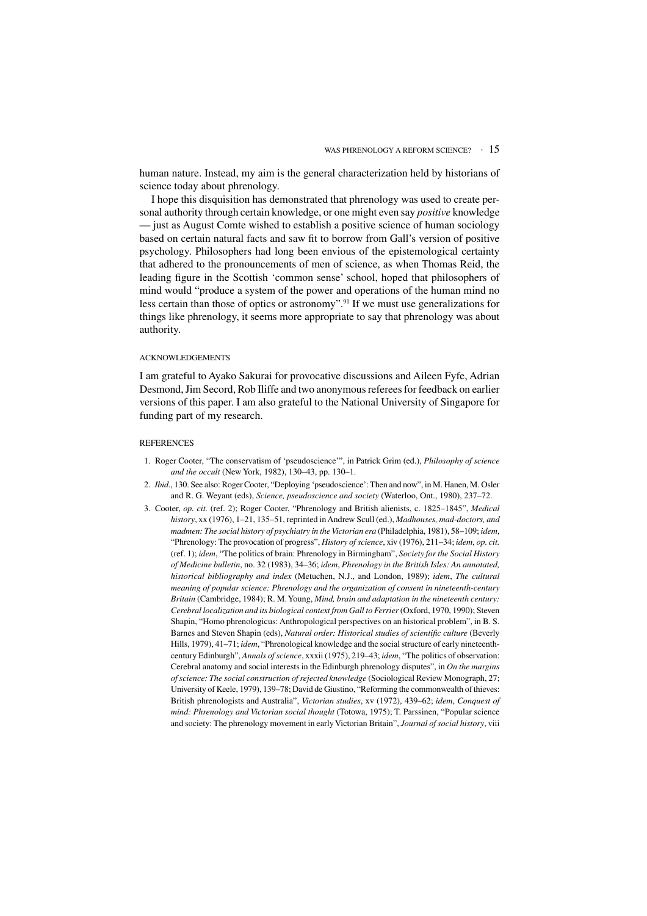human nature. Instead, my aim is the general characterization held by historians of science today about phrenology.

I hope this disquisition has demonstrated that phrenology was used to create personal authority through certain knowledge, or one might even say *positive* knowledge — just as August Comte wished to establish a positive science of human sociology based on certain natural facts and saw fit to borrow from Gall's version of positive psychology. Philosophers had long been envious of the epistemological certainty that adhered to the pronouncements of men of science, as when Thomas Reid, the leading figure in the Scottish 'common sense' school, hoped that philosophers of mind would "produce a system of the power and operations of the human mind no less certain than those of optics or astronomy".[91] If we must use generalizations for things like phrenology, it seems more appropriate to say that phrenology was about authority.

## ACKNOWLEDGEMENTS

I am grateful to Ayako Sakurai for provocative discussions and Aileen Fyfe, Adrian Desmond, Jim Secord, Rob Iliffe and two anonymous referees for feedback on earlier versions of this paper. I am also grateful to the National University of Singapore for funding part of my research.

## REFERENCES

1. Roger Cooter, "The conservatism of 'pseudoscience'", in Patrick Grim (ed.), *Philosophy of science and the occult* (New York, 1982), 130–43, pp. 130–1.
2. *Ibid*., 130. See also: Roger Cooter, "Deploying 'pseudoscience': Then and now", in M. Hanen, M. Osler and R. G. Weyant (eds), *Science, pseudoscience and society* (Waterloo, Ont., 1980), 237–72.
3. Cooter, *op. cit.* (ref. 2); Roger Cooter, "Phrenology and British alienists, c. 1825–1845", *Medical history*, xx (1976), 1–21, 135–51, reprinted in Andrew Scull (ed.), *Madhouses, mad-doctors, and madmen: The social history of psychiatry in the Victorian era* (Philadelphia, 1981), 58–109; *idem*, "Phrenology: The provocation of progress", *History of science*, xiv (1976), 211–34; *idem*, *op. cit.* (ref. 1); *idem*, "The politics of brain: Phrenology in Birmingham", *Society for the Social History of Medicine bulletin*, no. 32 (1983), 34–36; *idem*, *Phrenology in the British Isles: An annotated, historical bibliography and index* (Metuchen, N.J., and London, 1989); *idem*, *The cultural meaning of popular science: Phrenology and the organization of consent in nineteenth-century Britain* (Cambridge, 1984); R. M. Young, *Mind, brain and adaptation in the nineteenth century: Cerebral localization and its biological context from Gall to Ferrier* (Oxford, 1970, 1990); Steven Shapin, "Homo phrenologicus: Anthropological perspectives on an historical problem", in B. S. Barnes and Steven Shapin (eds), *Natural order: Historical studies of scientific culture* (Beverly Hills, 1979), 41–71; *idem*, "Phrenological knowledge and the social structure of early nineteenth-century Edinburgh", *Annals of science*, xxxii (1975), 219–43; *idem*, "The politics of observation: Cerebral anatomy and social interests in the Edinburgh phrenology disputes", in *On the margins of science: The social construction of rejected knowledge* (Sociological Review Monograph, 27; University of Keele, 1979), 139–78; David de Giustino, "Reforming the commonwealth of thieves: British phrenologists and Australia", *Victorian studies*, xv (1972), 439–62; *idem*, *Conquest of mind: Phrenology and Victorian social thought* (Totowa, 1975); T. Parssinen, "Popular science and society: The phrenology movement in early Victorian Britain", *Journal of social history*, viii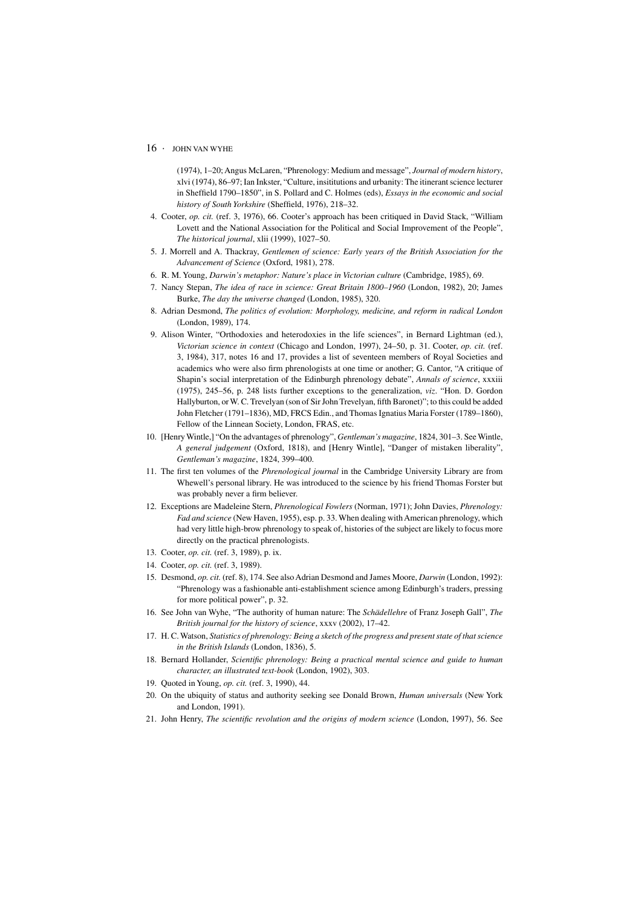(1974), 1–20; Angus McLaren, "Phrenology: Medium and message", *Journal of modern history*, xlvi (1974), 86–97; Ian Inkster, "Culture, insititutions and urbanity: The itinerant science lecturer in Sheffield 1790–1850", in S. Pollard and C. Holmes (eds), *Essays in the economic and social history of South Yorkshire* (Sheffield, 1976), 218–32.

4. Cooter, *op. cit.* (ref. 3, 1976), 66. Cooter's approach has been critiqued in David Stack, "William Lovett and the National Association for the Political and Social Improvement of the People", *The historical journal*, xlii (1999), 1027–50.
5. J. Morrell and A. Thackray, *Gentlemen of science: Early years of the British Association for the Advancement of Science* (Oxford, 1981), 278.
6. R. M. Young, *Darwin's metaphor: Nature's place in Victorian culture* (Cambridge, 1985), 69.
7. Nancy Stepan, *The idea of race in science: Great Britain 1800–1960* (London, 1982), 20; James Burke, *The day the universe changed* (London, 1985), 320.
8. Adrian Desmond, *The politics of evolution: Morphology, medicine, and reform in radical London* (London, 1989), 174.
9. Alison Winter, "Orthodoxies and heterodoxies in the life sciences", in Bernard Lightman (ed.), *Victorian science in context* (Chicago and London, 1997), 24–50, p. 31. Cooter, *op. cit.* (ref. 3, 1984), 317, notes 16 and 17, provides a list of seventeen members of Royal Societies and academics who were also firm phrenologists at one time or another; G. Cantor, "A critique of Shapin's social interpretation of the Edinburgh phrenology debate", *Annals of science*, xxxiii (1975), 245–56, p. 248 lists further exceptions to the generalization, *viz*. "Hon. D. Gordon Hallyburton, or W. C. Trevelyan (son of Sir John Trevelyan, fifth Baronet)"; to this could be added John Fletcher (1791–1836), MD, FRCS Edin., and Thomas Ignatius Maria Forster (1789–1860), Fellow of the Linnean Society, London, FRAS, etc.
10. [Henry Wintle,] "On the advantages of phrenology", *Gentleman's magazine*, 1824, 301–3. See Wintle, *A general judgement* (Oxford, 1818), and [Henry Wintle], "Danger of mistaken liberality", *Gentleman's magazine*, 1824, 399–400.
11. The first ten volumes of the *Phrenological journal* in the Cambridge University Library are from Whewell's personal library. He was introduced to the science by his friend Thomas Forster but was probably never a firm believer.
12. Exceptions are Madeleine Stern, *Phrenological Fowlers* (Norman, 1971); John Davies, *Phrenology: Fad and science* (New Haven, 1955), esp. p. 33. When dealing with American phrenology, which had very little high-brow phrenology to speak of, histories of the subject are likely to focus more directly on the practical phrenologists.
13. Cooter, *op. cit.* (ref. 3, 1989), p. ix.
14. Cooter, *op. cit.* (ref. 3, 1989).
15. Desmond, *op. cit.* (ref. 8), 174. See also Adrian Desmond and James Moore, *Darwin* (London, 1992): "Phrenology was a fashionable anti-establishment science among Edinburgh's traders, pressing for more political power", p. 32.
16. See John van Wyhe, "The authority of human nature: The *Schädellehre* of Franz Joseph Gall", *The British journal for the history of science*, xxxv (2002), 17–42.
17. H. C. Watson, *Statistics of phrenology: Being a sketch of the progress and present state of that science in the British Islands* (London, 1836), 5.
18. Bernard Hollander, *Scientific phrenology: Being a practical mental science and guide to human character, an illustrated text-book* (London, 1902), 303.
19. Quoted in Young, *op. cit.* (ref. 3, 1990), 44.
20. On the ubiquity of status and authority seeking see Donald Brown, *Human universals* (New York and London, 1991).
21. John Henry, *The scientific revolution and the origins of modern science* (London, 1997), 56. See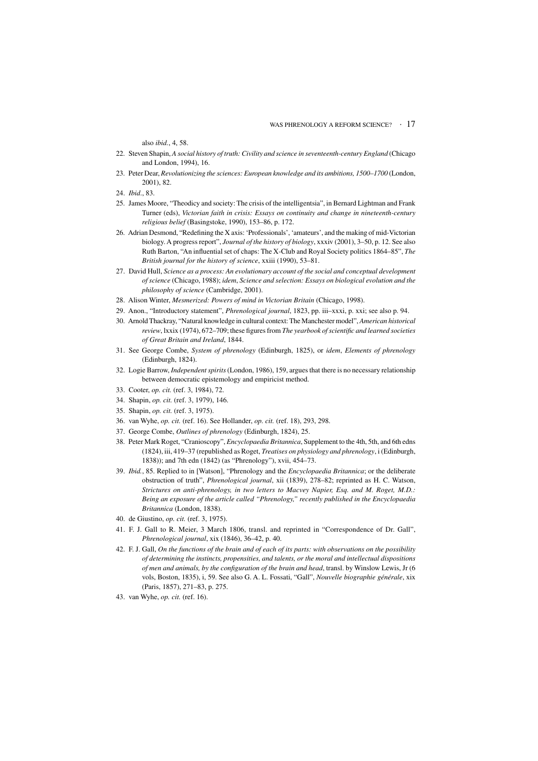also *ibid.*, 4, 58.

22. Steven Shapin, *A social history of truth: Civility and science in seventeenth-century England* (Chicago and London, 1994), 16.
23. Peter Dear, *Revolutionizing the sciences: European knowledge and its ambitions, 1500–1700* (London, 2001), 82.
24. *Ibid.*, 83.
25. James Moore, "Theodicy and society: The crisis of the intelligentsia", in Bernard Lightman and Frank Turner (eds), *Victorian faith in crisis: Essays on continuity and change in nineteenth-century religious belief* (Basingstoke, 1990), 153–86, p. 172.
26. Adrian Desmond, "Redefining the X axis: 'Professionals', 'amateurs', and the making of mid-Victorian biology. A progress report", *Journal of the history of biology*, xxxiv (2001), 3–50, p. 12. See also Ruth Barton, "An influential set of chaps: The X-Club and Royal Society politics 1864–85", *The British journal for the history of science*, xxiii (1990), 53–81.
27. David Hull, *Science as a process: An evolutionary account of the social and conceptual development of science* (Chicago, 1988); *idem*, *Science and selection: Essays on biological evolution and the philosophy of science* (Cambridge, 2001).
28. Alison Winter, *Mesmerized: Powers of mind in Victorian Britain* (Chicago, 1998).
29. Anon., "Introductory statement", *Phrenological journal*, 1823, pp. iii–xxxi, p. xxi; see also p. 94.
30. Arnold Thackray, "Natural knowledge in cultural context: The Manchester model", *American historical review*, lxxix (1974), 672–709; these figures from *The yearbook of scientific and learned societies of Great Britain and Ireland*, 1844.
31. See George Combe, *System of phrenology* (Edinburgh, 1825), or *idem*, *Elements of phrenology* (Edinburgh, 1824).
32. Logie Barrow, *Independent spirits* (London, 1986), 159, argues that there is no necessary relationship between democratic epistemology and empiricist method.
33. Cooter, *op. cit.* (ref. 3, 1984), 72.
34. Shapin, *op. cit.* (ref. 3, 1979), 146.
35. Shapin, *op. cit.* (ref. 3, 1975).
36. van Wyhe, *op. cit.* (ref. 16). See Hollander, *op. cit.* (ref. 18), 293, 298.
37. George Combe, *Outlines of phrenology* (Edinburgh, 1824), 25.
38. Peter Mark Roget, "Cranioscopy", *Encyclopaedia Britannica*, Supplement to the 4th, 5th, and 6th edns (1824), iii, 419–37 (republished as Roget, *Treatises on physiology and phrenology*, i (Edinburgh, 1838)); and 7th edn (1842) (as "Phrenology"), xvii, 454–73.
39. *Ibid.*, 85. Replied to in [Watson], "Phrenology and the *Encyclopaedia Britannica*; or the deliberate obstruction of truth", *Phrenological journal*, xii (1839), 278–82; reprinted as H. C. Watson, *Strictures on anti-phrenology, in two letters to Macvey Napier, Esq. and M. Roget, M.D.: Being an exposure of the article called "Phrenology," recently published in the Encyclopaedia Britannica* (London, 1838).
40. de Giustino, *op. cit.* (ref. 3, 1975).
41. F. J. Gall to R. Meier, 3 March 1806, transl. and reprinted in "Correspondence of Dr. Gall", *Phrenological journal*, xix (1846), 36–42, p. 40.
42. F. J. Gall, *On the functions of the brain and of each of its parts: with observations on the possibility of determining the instincts, propensities, and talents, or the moral and intellectual dispositions of men and animals, by the configuration of the brain and head*, transl. by Winslow Lewis, Jr (6 vols, Boston, 1835), i, 59. See also G. A. L. Fossati, "Gall", *Nouvelle biographie générale*, xix (Paris, 1857), 271–83, p. 275.
43. van Wyhe, *op. cit.* (ref. 16).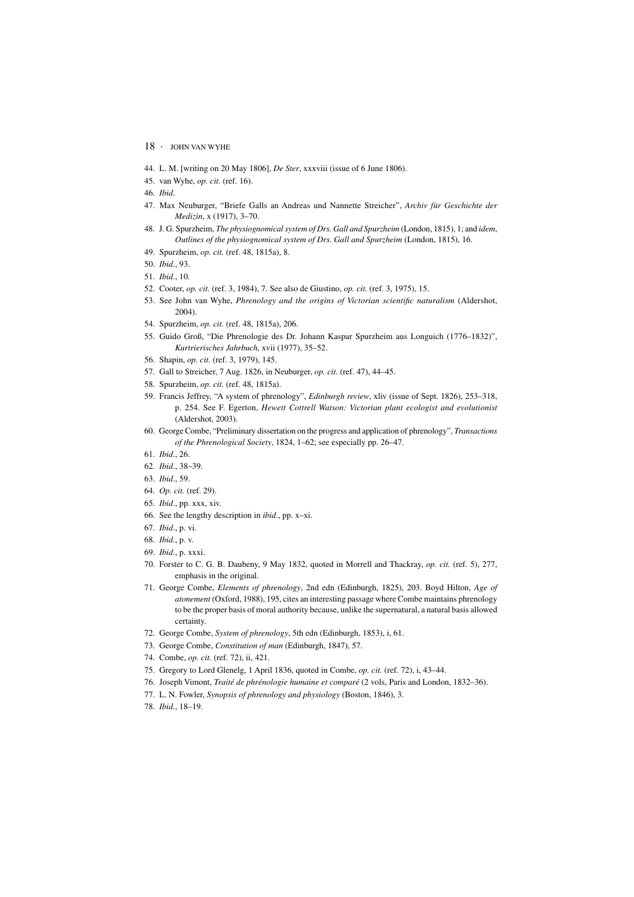44. L. M. [writing on 20 May 1806], *De Ster*, xxxviii (issue of 6 June 1806).
45. van Wyhe, *op. cit.* (ref. 16).
46. *Ibid*.
47. Max Neuburger, "Briefe Galls an Andreas und Nannette Streicher", *Archiv für Geschichte der Medizin*, x (1917), 3–70.
48. J. G. Spurzheim, *The physiognomical system of Drs. Gall and Spurzheim* (London, 1815), 1; and *idem*, *Outlines of the physiognomical system of Drs. Gall and Spurzheim* (London, 1815), 16.
49. Spurzheim, *op. cit.* (ref. 48, 1815a), 8.
50. *Ibid*., 93.
51. *Ibid*., 10.
52. Cooter, *op. cit.* (ref. 3, 1984), 7. See also de Giustino, *op. cit.* (ref. 3, 1975), 15.
53. See John van Wyhe, *Phrenology and the origins of Victorian scientific naturalism* (Aldershot, 2004).
54. Spurzheim, *op. cit.* (ref. 48, 1815a), 206.
55. Guido Groß, "Die Phrenologie des Dr. Johann Kaspar Spurzheim aus Longuich (1776–1832)", *Kurtrierisches Jahrbuch*, xvii (1977), 35–52.
56. Shapin, *op. cit.* (ref. 3, 1979), 145.
57. Gall to Streicher, 7 Aug. 1826, in Neuburger, *op. cit.* (ref. 47), 44–45.
58. Spurzheim, *op. cit.* (ref. 48, 1815a).
59. Francis Jeffrey, "A system of phrenology", *Edinburgh review*, xliv (issue of Sept. 1826), 253–318, p. 254. See F. Egerton, *Hewett Cottrell Watson: Victorian plant ecologist and evolutionist* (Aldershot, 2003).
60. George Combe, "Preliminary dissertation on the progress and application of phrenology", *Transactions of the Phrenological Society*, 1824, 1–62; see especially pp. 26–47.
61. *Ibid*., 26.
62. *Ibid*., 38–39.
63. *Ibid*., 59.
64. *Op. cit.* (ref. 29).
65. *Ibid*., pp. xxx, xiv.
66. See the lengthy description in *ibid*., pp. x–xi.
67. *Ibid*., p. vi.
68. *Ibid*., p. v.
69. *Ibid*., p. xxxi.
70. Forster to C. G. B. Daubeny, 9 May 1832, quoted in Morrell and Thackray, *op. cit.* (ref. 5), 277, emphasis in the original.
71. George Combe, *Elements of phrenology*, 2nd edn (Edinburgh, 1825), 203. Boyd Hilton, *Age of atonement* (Oxford, 1988), 195, cites an interesting passage where Combe maintains phrenology to be the proper basis of moral authority because, unlike the supernatural, a natural basis allowed certainty.
72. George Combe, *System of phrenology*, 5th edn (Edinburgh, 1853), i, 61.
73. George Combe, *Constitution of man* (Edinburgh, 1847), 57.
74. Combe, *op. cit.* (ref. 72), ii, 421.
75. Gregory to Lord Glenelg, 1 April 1836, quoted in Combe, *op. cit.* (ref. 72), i, 43–44.
76. Joseph Vimont, *Traité de phrénologie humaine et comparé* (2 vols, Paris and London, 1832–36).
77. L. N. Fowler, *Synopsis of phrenology and physiology* (Boston, 1846), 3.
78. *Ibid.*, 18–19.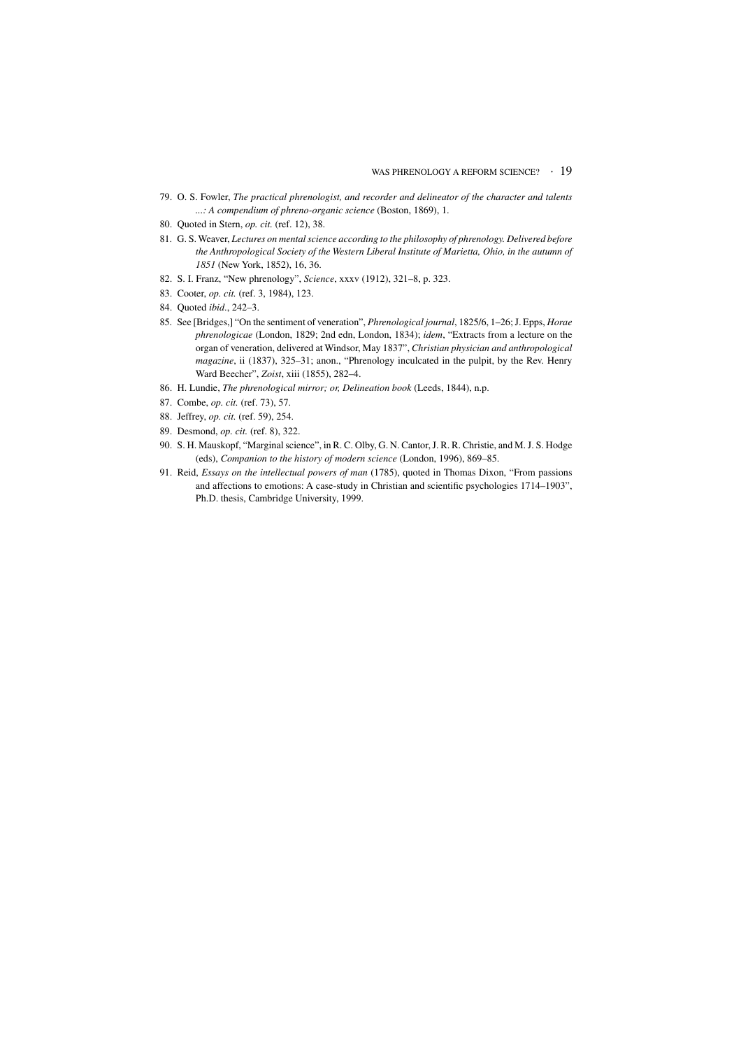79. O. S. Fowler, *The practical phrenologist, and recorder and delineator of the character and talents ...: A compendium of phreno-organic science* (Boston, 1869), 1.
80. Quoted in Stern, *op. cit.* (ref. 12), 38.
81. G. S. Weaver, *Lectures on mental science according to the philosophy of phrenology. Delivered before the Anthropological Society of the Western Liberal Institute of Marietta, Ohio, in the autumn of 1851* (New York, 1852), 16, 36.
82. S. I. Franz, "New phrenology", *Science*, xxxv (1912), 321–8, p. 323.
83. Cooter, *op. cit.* (ref. 3, 1984), 123.
84. Quoted *ibid.*, 242–3.
85. See [Bridges,] "On the sentiment of veneration", *Phrenological journal*, 1825/6, 1–26; J. Epps, *Horae phrenologicae* (London, 1829; 2nd edn, London, 1834); *idem*, "Extracts from a lecture on the organ of veneration, delivered at Windsor, May 1837", *Christian physician and anthropological magazine*, ii (1837), 325–31; anon., "Phrenology inculcated in the pulpit, by the Rev. Henry Ward Beecher", *Zoist*, xiii (1855), 282–4.
86. H. Lundie, *The phrenological mirror; or, Delineation book* (Leeds, 1844), n.p.
87. Combe, *op. cit.* (ref. 73), 57.
88. Jeffrey, *op. cit.* (ref. 59), 254.
89. Desmond, *op. cit.* (ref. 8), 322.
90. S. H. Mauskopf, "Marginal science", in R. C. Olby, G. N. Cantor, J. R. R. Christie, and M. J. S. Hodge (eds), *Companion to the history of modern science* (London, 1996), 869–85.
91. Reid, *Essays on the intellectual powers of man* (1785), quoted in Thomas Dixon, "From passions and affections to emotions: A case-study in Christian and scientific psychologies 1714–1903", Ph.D. thesis, Cambridge University, 1999.